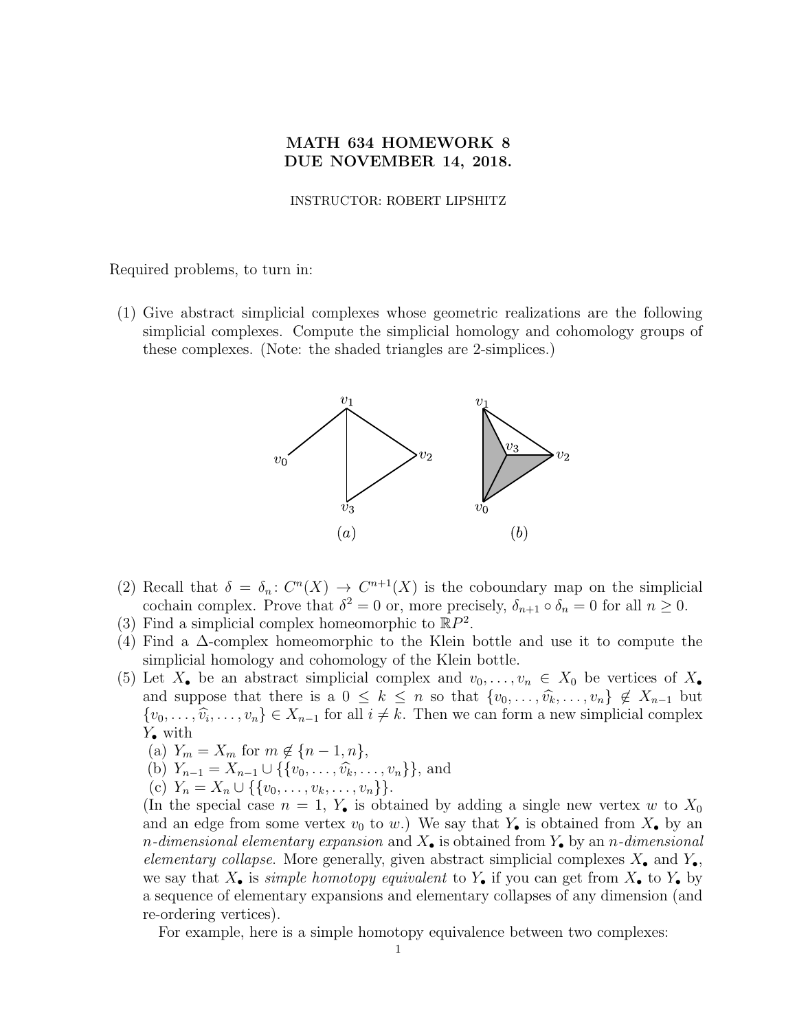# MATH 634 HOMEWORK 8
# DUE NOVEMBER 14, 2018.

INSTRUCTOR: ROBERT LIPSHITZ

Required problems, to turn in:

(1) Give abstract simplicial complexes whose geometric realizations are the following simplicial complexes. Compute the simplicial homology and cohomology groups of these complexes. (Note: the shaded triangles are 2-simplices.)

$v_1$ $v_0$ $v_2$ $v_3$ $(a)$ &nbsp;&nbsp;&nbsp;&nbsp; $v_1$ $v_3$ $v_2$ $v_0$ $(b)$

(2) Recall that $\delta = \delta_n \colon C^n(X) \to C^{n+1}(X)$ is the coboundary map on the simplicial cochain complex. Prove that $\delta^2 = 0$ or, more precisely, $\delta_{n+1} \circ \delta_n = 0$ for all $n \geq 0$.

(3) Find a simplicial complex homeomorphic to $\mathbb{R}P^2$.

(4) Find a $\Delta$-complex homeomorphic to the Klein bottle and use it to compute the simplicial homology and cohomology of the Klein bottle.

(5) Let $X_\bullet$ be an abstract simplicial complex and $v_0, \dots, v_n \in X_0$ be vertices of $X_\bullet$ and suppose that there is a $0 \leq k \leq n$ so that $\{v_0, \dots, \widehat{v_k}, \dots, v_n\} \notin X_{n-1}$ but $\{v_0, \dots, \widehat{v_i}, \dots, v_n\} \in X_{n-1}$ for all $i \neq k$. Then we can form a new simplicial complex $Y_\bullet$ with
   (a) $Y_m = X_m$ for $m \notin \{n-1, n\}$,
   (b) $Y_{n-1} = X_{n-1} \cup \{\{v_0, \dots, \widehat{v_k}, \dots, v_n\}\}$, and
   (c) $Y_n = X_n \cup \{\{v_0, \dots, v_k, \dots, v_n\}\}$.

   (In the special case $n = 1$, $Y_\bullet$ is obtained by adding a single new vertex $w$ to $X_0$ and an edge from some vertex $v_0$ to $w$.) We say that $Y_\bullet$ is obtained from $X_\bullet$ by an *$n$-dimensional elementary expansion* and $X_\bullet$ is obtained from $Y_\bullet$ by an *$n$-dimensional elementary collapse*. More generally, given abstract simplicial complexes $X_\bullet$ and $Y_\bullet$, we say that $X_\bullet$ is *simple homotopy equivalent* to $Y_\bullet$ if you can get from $X_\bullet$ to $Y_\bullet$ by a sequence of elementary expansions and elementary collapses of any dimension (and re-ordering vertices).

   For example, here is a simple homotopy equivalence between two complexes: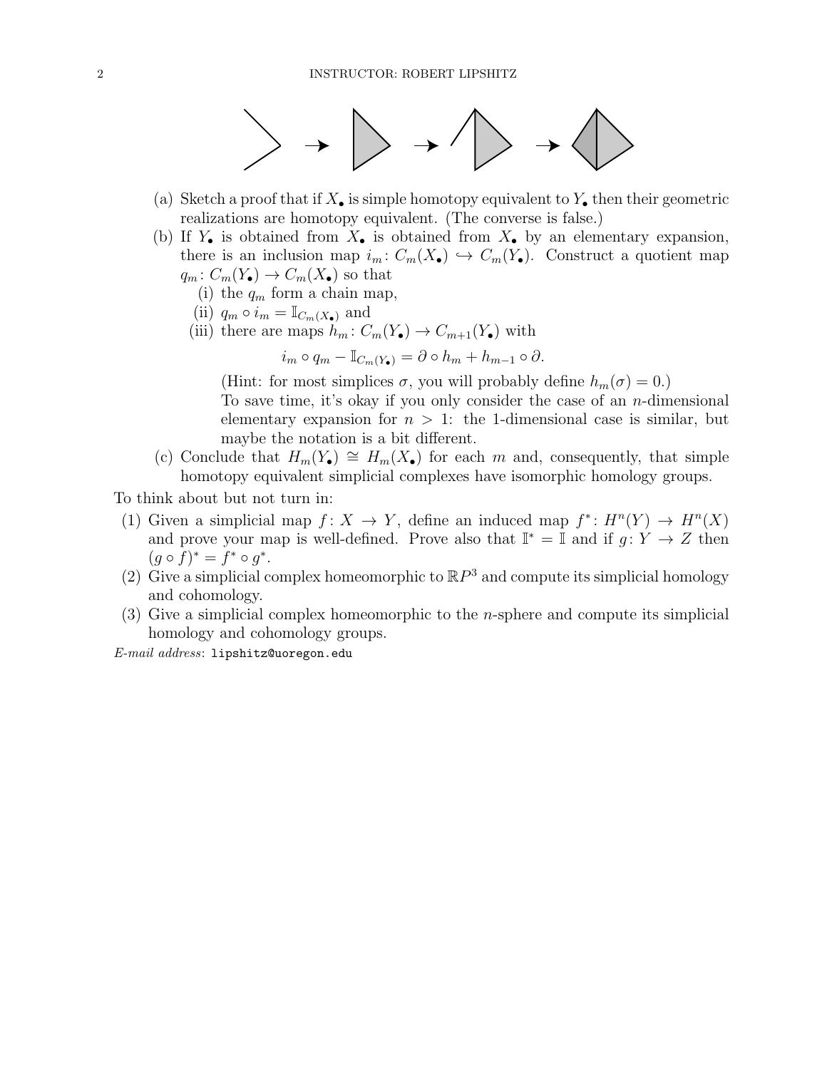(a) Sketch a proof that if $X_\bullet$ is simple homotopy equivalent to $Y_\bullet$ then their geometric realizations are homotopy equivalent. (The converse is false.)

(b) If $Y_\bullet$ is obtained from $X_\bullet$ is obtained from $X_\bullet$ by an elementary expansion, there is an inclusion map $i_m\colon C_m(X_\bullet) \hookrightarrow C_m(Y_\bullet)$. Construct a quotient map $q_m\colon C_m(Y_\bullet) \to C_m(X_\bullet)$ so that

  (i) the $q_m$ form a chain map,

  (ii) $q_m \circ i_m = \mathbb{I}_{C_m(X_\bullet)}$ and

  (iii) there are maps $h_m\colon C_m(Y_\bullet) \to C_{m+1}(Y_\bullet)$ with

$$i_m \circ q_m - \mathbb{I}_{C_m(Y_\bullet)} = \partial \circ h_m + h_{m-1} \circ \partial.$$

  (Hint: for most simplices $\sigma$, you will probably define $h_m(\sigma) = 0$.)

  To save time, it's okay if you only consider the case of an $n$-dimensional elementary expansion for $n > 1$: the 1-dimensional case is similar, but maybe the notation is a bit different.

(c) Conclude that $H_m(Y_\bullet) \cong H_m(X_\bullet)$ for each $m$ and, consequently, that simple homotopy equivalent simplicial complexes have isomorphic homology groups.

To think about but not turn in:

(1) Given a simplicial map $f\colon X \to Y$, define an induced map $f^*\colon H^n(Y) \to H^n(X)$ and prove your map is well-defined. Prove also that $\mathbb{I}^* = \mathbb{I}$ and if $g\colon Y \to Z$ then $(g \circ f)^* = f^* \circ g^*$.

(2) Give a simplicial complex homeomorphic to $\mathbb{R}P^3$ and compute its simplicial homology and cohomology.

(3) Give a simplicial complex homeomorphic to the $n$-sphere and compute its simplicial homology and cohomology groups.

*E-mail address*: `lipshitz@uoregon.edu`